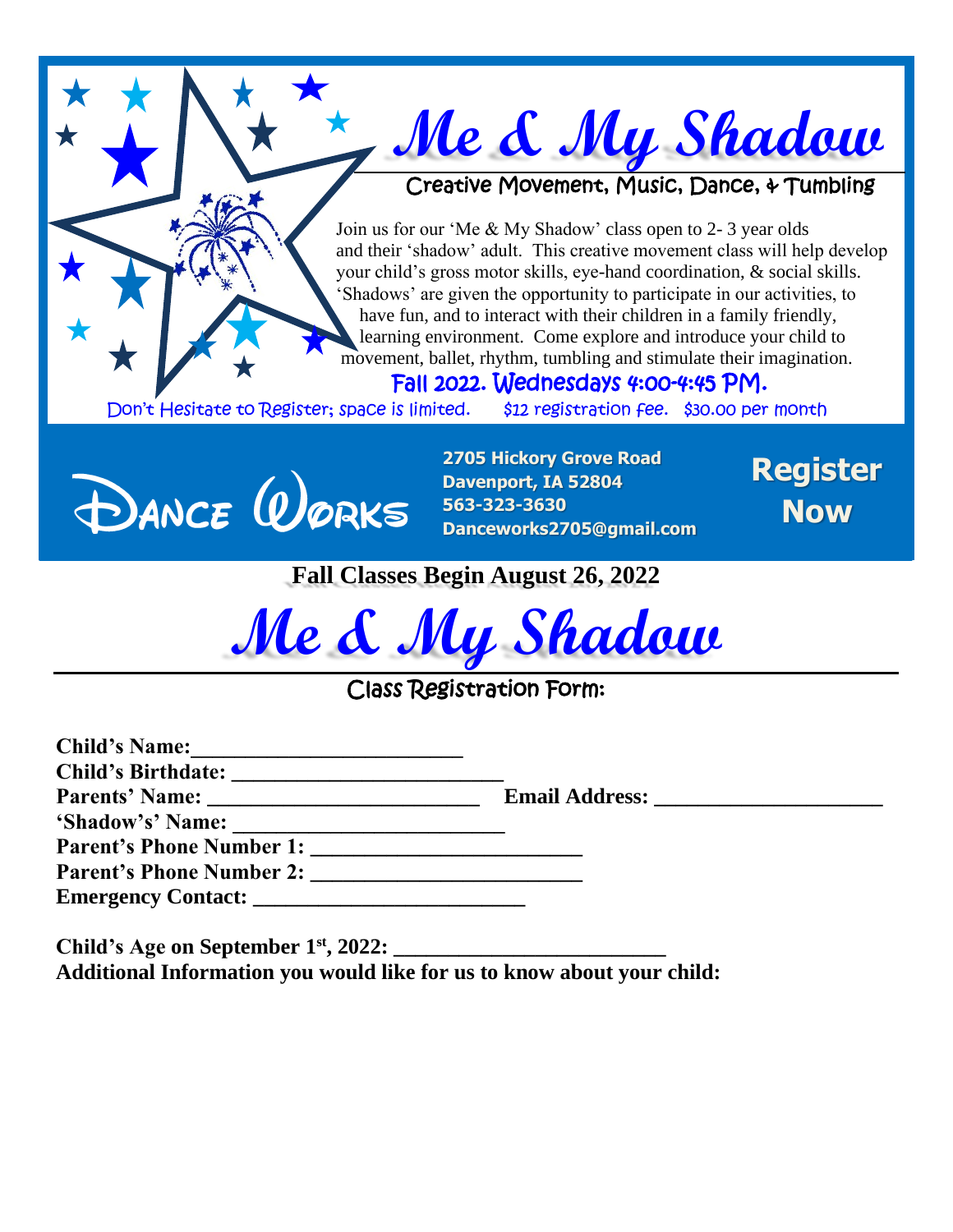# Me & My Shadow

### Creative Movement, Music, Dance, & Tumbling

Join us for our 'Me & My Shadow' class open to 2- 3 year olds and their 'shadow' adult. This creative movement class will help develop your child's gross motor skills, eye-hand coordination, & social skills. 'Shadows' are given the opportunity to participate in our activities, to have fun, and to interact with their children in a family friendly, learning environment. Come explore and introduce your child to movement, ballet, rhythm, tumbling and stimulate their imagination.

**Fall 2022. Wednesdays 4:00-4:45 PM.**

Don't Hesitate to Register; space is limited. $12 registration fee. $30.00 per month

**Dance Works**

**2705 Hickory Grove Road**
**Davenport, IA 52804**
**563-323-3630**
**Danceworks2705@gmail.com**

**Register Now**

**Fall Classes Begin August 26, 2022**

# Me & My Shadow

### Class Registration Form:

**Child's Name:**________________________
**Child's Birthdate:** ________________________
**Parents' Name:** ________________________ **Email Address:** ____________________
**'Shadow's' Name:** ________________________
**Parent's Phone Number 1:** ________________________
**Parent's Phone Number 2:** ________________________
**Emergency Contact:** ________________________

**Child's Age on September 1st, 2022:** ________________________
**Additional Information you would like for us to know about your child:**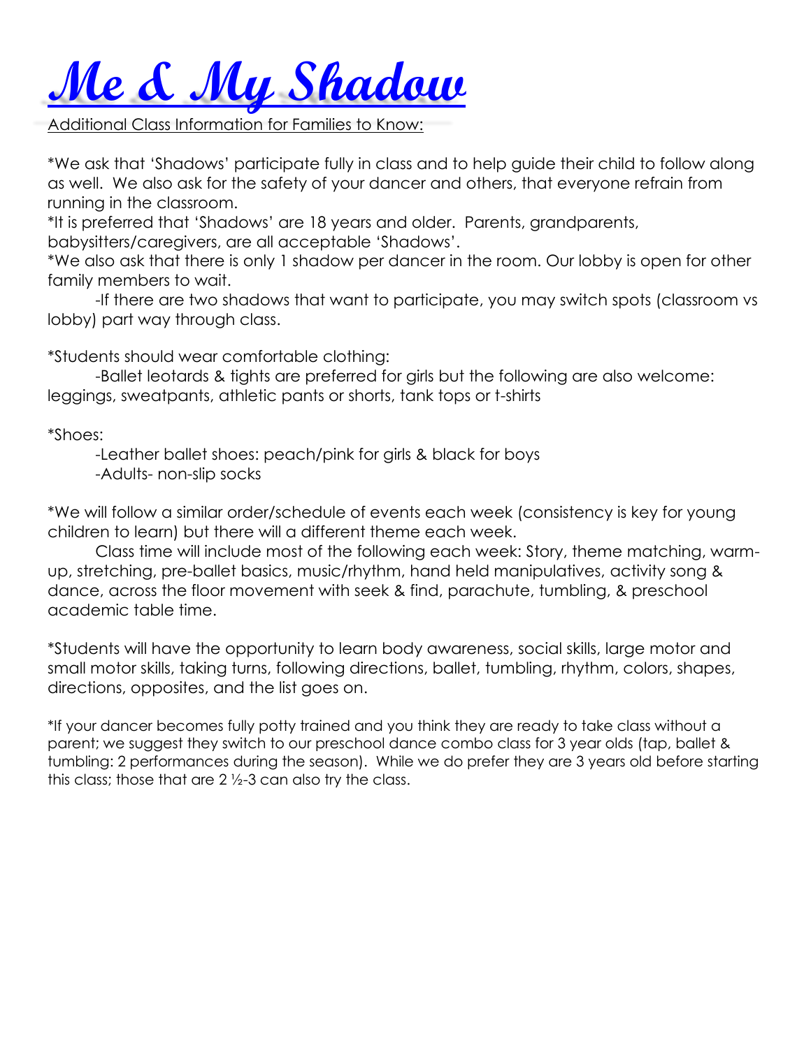# Me & My Shadow

Additional Class Information for Families to Know:

*We ask that 'Shadows' participate fully in class and to help guide their child to follow along as well. We also ask for the safety of your dancer and others, that everyone refrain from running in the classroom.
*It is preferred that 'Shadows' are 18 years and older. Parents, grandparents, babysitters/caregivers, are all acceptable 'Shadows'.
*We also ask that there is only 1 shadow per dancer in the room. Our lobby is open for other family members to wait.
 -If there are two shadows that want to participate, you may switch spots (classroom vs lobby) part way through class.

*Students should wear comfortable clothing:
 -Ballet leotards & tights are preferred for girls but the following are also welcome: leggings, sweatpants, athletic pants or shorts, tank tops or t-shirts

*Shoes:
 -Leather ballet shoes: peach/pink for girls & black for boys
 -Adults- non-slip socks

*We will follow a similar order/schedule of events each week (consistency is key for young children to learn) but there will a different theme each week.
 Class time will include most of the following each week: Story, theme matching, warm-up, stretching, pre-ballet basics, music/rhythm, hand held manipulatives, activity song & dance, across the floor movement with seek & find, parachute, tumbling, & preschool academic table time.

*Students will have the opportunity to learn body awareness, social skills, large motor and small motor skills, taking turns, following directions, ballet, tumbling, rhythm, colors, shapes, directions, opposites, and the list goes on.

*If your dancer becomes fully potty trained and you think they are ready to take class without a parent; we suggest they switch to our preschool dance combo class for 3 year olds (tap, ballet & tumbling: 2 performances during the season). While we do prefer they are 3 years old before starting this class; those that are 2 ½-3 can also try the class.